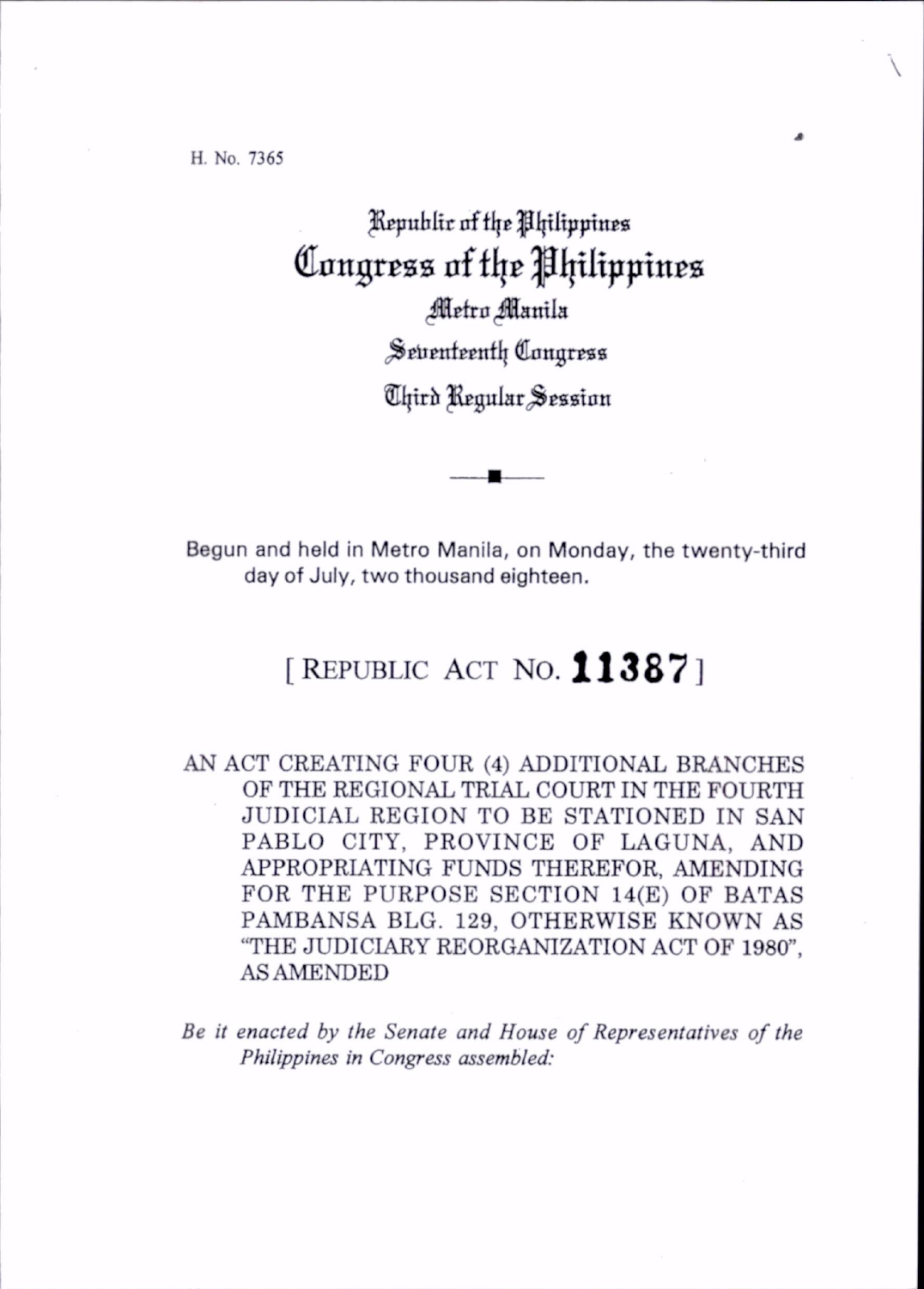H. No. 7365

Republic of the Philippines
# Congress of the Philippines
Metro Manila
Seventeenth Congress
Third Regular Session

Begun and held in Metro Manila, on Monday, the twenty-third day of July, two thousand eighteen.

## [ REPUBLIC ACT NO. **11387** ]

AN ACT CREATING FOUR (4) ADDITIONAL BRANCHES OF THE REGIONAL TRIAL COURT IN THE FOURTH JUDICIAL REGION TO BE STATIONED IN SAN PABLO CITY, PROVINCE OF LAGUNA, AND APPROPRIATING FUNDS THEREFOR, AMENDING FOR THE PURPOSE SECTION 14(E) OF BATAS PAMBANSA BLG. 129, OTHERWISE KNOWN AS "THE JUDICIARY REORGANIZATION ACT OF 1980", AS AMENDED

*Be it enacted by the Senate and House of Representatives of the Philippines in Congress assembled:*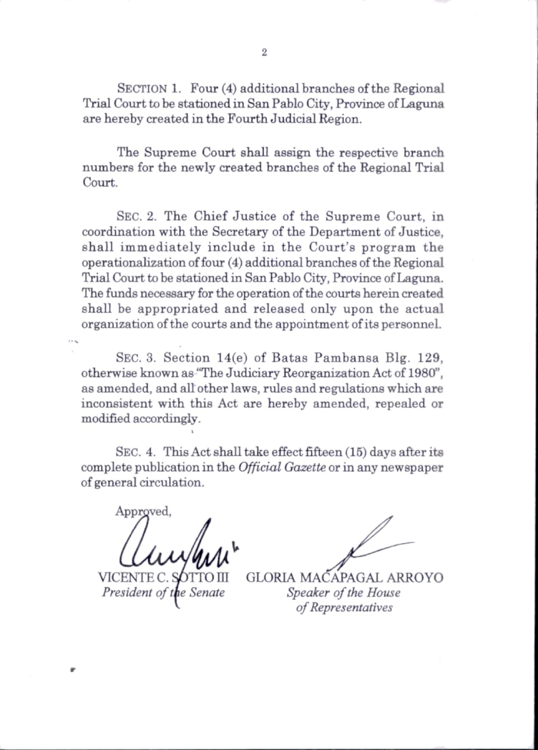SECTION 1. Four (4) additional branches of the Regional Trial Court to be stationed in San Pablo City, Province of Laguna are hereby created in the Fourth Judicial Region.

The Supreme Court shall assign the respective branch numbers for the newly created branches of the Regional Trial Court.

SEC. 2. The Chief Justice of the Supreme Court, in coordination with the Secretary of the Department of Justice, shall immediately include in the Court's program the operationalization of four (4) additional branches of the Regional Trial Court to be stationed in San Pablo City, Province of Laguna. The funds necessary for the operation of the courts herein created shall be appropriated and released only upon the actual organization of the courts and the appointment of its personnel.

SEC. 3. Section 14(e) of Batas Pambansa Blg. 129, otherwise known as "The Judiciary Reorganization Act of 1980", as amended, and all other laws, rules and regulations which are inconsistent with this Act are hereby amended, repealed or modified accordingly.

SEC. 4. This Act shall take effect fifteen (15) days after its complete publication in the *Official Gazette* or in any newspaper of general circulation.

Approved,

VICENTE C. SOTTO III
*President of the Senate*

GLORIA MACAPAGAL ARROYO
*Speaker of the House of Representatives*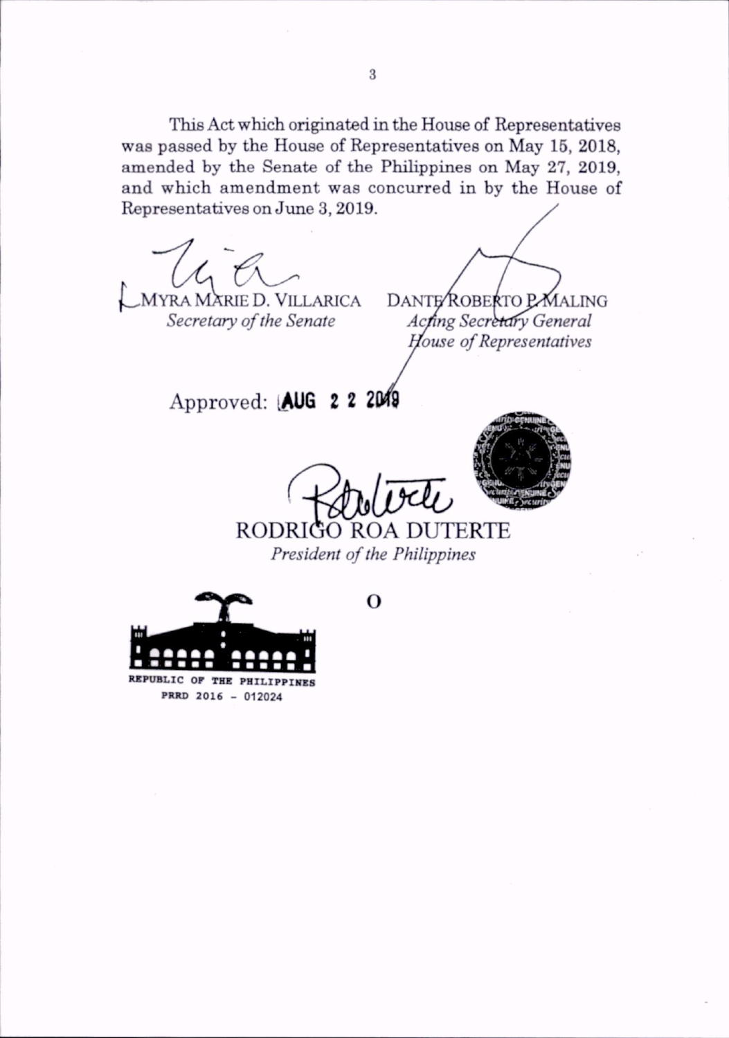This Act which originated in the House of Representatives was passed by the House of Representatives on May 15, 2018, amended by the Senate of the Philippines on May 27, 2019, and which amendment was concurred in by the House of Representatives on June 3, 2019.

MYRA MARIE D. VILLARICA
*Secretary of the Senate*

DANTE ROBERTO P. MALING
*Acting Secretary General*
*House of Representatives*

Approved: AUG 22 2019

RODRIGO ROA DUTERTE
*President of the Philippines*

O

REPUBLIC OF THE PHILIPPINES
PRRD 2016 - 012024